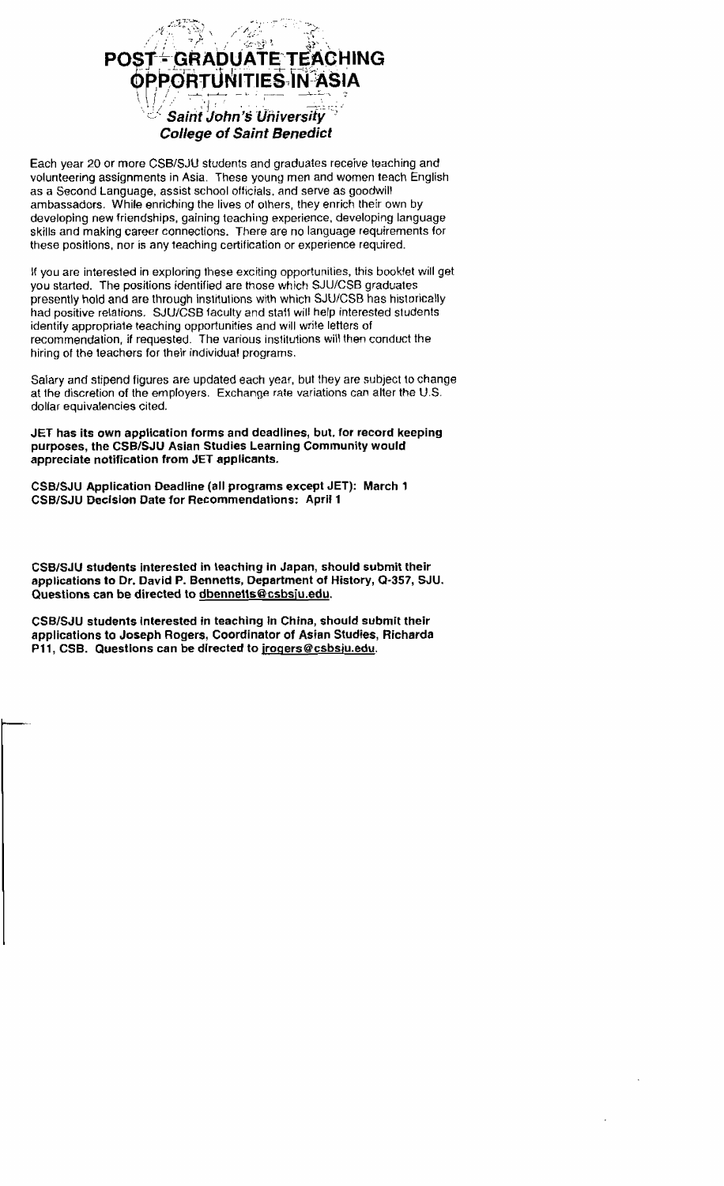# POST-GRADUATE TEACHING OPPORTUNITIES IN ASIA

***Saint John's University***
***College of Saint Benedict***

Each year 20 or more CSB/SJU students and graduates receive teaching and volunteering assignments in Asia. These young men and women teach English as a Second Language, assist school officials, and serve as goodwill ambassadors. While enriching the lives of others, they enrich their own by developing new friendships, gaining teaching experience, developing language skills and making career connections. There are no language requirements for these positions, nor is any teaching certification or experience required.

If you are interested in exploring these exciting opportunities, this booklet will get you started. The positions identified are those which SJU/CSB graduates presently hold and are through institutions with which SJU/CSB has historically had positive relations. SJU/CSB faculty and staff will help interested students identify appropriate teaching opportunities and will write letters of recommendation, if requested. The various institutions will then conduct the hiring of the teachers for their individual programs.

Salary and stipend figures are updated each year, but they are subject to change at the discretion of the employers. Exchange rate variations can alter the U.S. dollar equivalencies cited.

**JET has its own application forms and deadlines, but, for record keeping purposes, the CSB/SJU Asian Studies Learning Community would appreciate notification from JET applicants.**

**CSB/SJU Application Deadline (all programs except JET): March 1**
**CSB/SJU Decision Date for Recommendations: April 1**

**CSB/SJU students interested in teaching in Japan, should submit their applications to Dr. David P. Bennetts, Department of History, Q-357, SJU. Questions can be directed to dbennetts@csbsju.edu.**

**CSB/SJU students interested in teaching in China, should submit their applications to Joseph Rogers, Coordinator of Asian Studies, Richarda P11, CSB. Questions can be directed to jrogers@csbsju.edu.**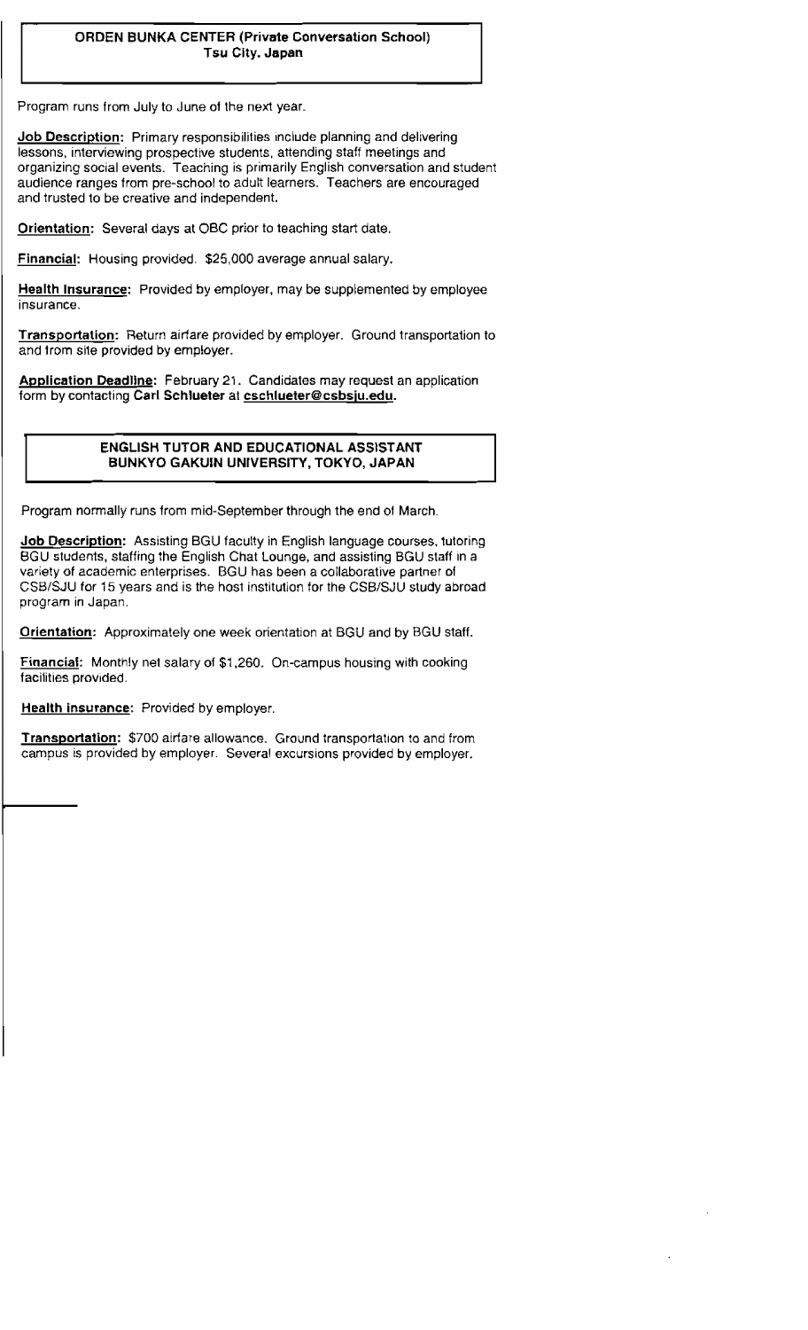## ORDEN BUNKA CENTER (Private Conversation School)
## Tsu City, Japan

Program runs from July to June of the next year.

**Job Description:** Primary responsibilities include planning and delivering lessons, interviewing prospective students, attending staff meetings and organizing social events. Teaching is primarily English conversation and student audience ranges from pre-school to adult learners. Teachers are encouraged and trusted to be creative and independent.

**Orientation:** Several days at OBC prior to teaching start date.

**Financial:** Housing provided. $25,000 average annual salary.

**Health Insurance:** Provided by employer, may be supplemented by employee insurance.

**Transportation:** Return airfare provided by employer. Ground transportation to and from site provided by employer.

**Application Deadline:** February 21. Candidates may request an application form by contacting **Carl Schlueter** at **cschlueter@csbsju.edu.**

## ENGLISH TUTOR AND EDUCATIONAL ASSISTANT
## BUNKYO GAKUIN UNIVERSITY, TOKYO, JAPAN

Program normally runs from mid-September through the end of March.

**Job Description:** Assisting BGU faculty in English language courses, tutoring BGU students, staffing the English Chat Lounge, and assisting BGU staff in a variety of academic enterprises. BGU has been a collaborative partner of CSB/SJU for 15 years and is the host institution for the CSB/SJU study abroad program in Japan.

**Orientation:** Approximately one week orientation at BGU and by BGU staff.

**Financial:** Monthly net salary of $1,260. On-campus housing with cooking facilities provided.

**Health insurance:** Provided by employer.

**Transportation:** $700 airfare allowance. Ground transportation to and from campus is provided by employer. Several excursions provided by employer.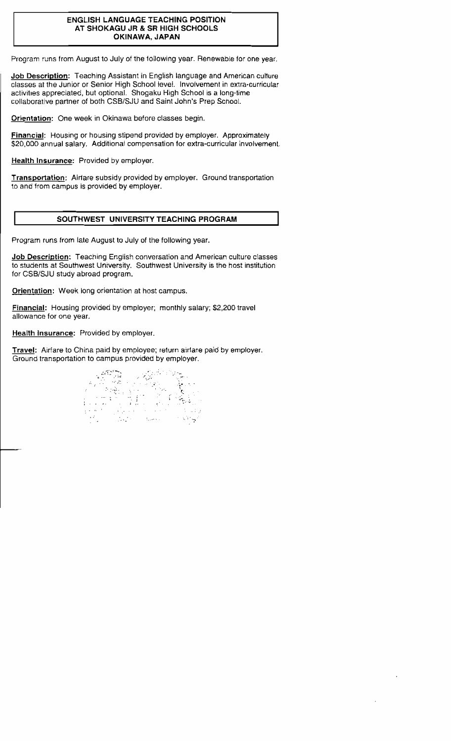## ENGLISH LANGUAGE TEACHING POSITION AT SHOKAGU JR & SR HIGH SCHOOLS OKINAWA, JAPAN

Program runs from August to July of the following year. Renewable for one year.

**Job Description:** Teaching Assistant in English language and American culture classes at the Junior or Senior High School level. Involvement in extra-curricular activities appreciated, but optional. Shogaku High School is a long-time collaborative partner of both CSB/SJU and Saint John's Prep School.

**Orientation:** One week in Okinawa before classes begin.

**Financial:** Housing or housing stipend provided by employer. Approximately $20,000 annual salary. Additional compensation for extra-curricular involvement.

**Health Insurance:** Provided by employer.

**Transportation:** Airfare subsidy provided by employer. Ground transportation to and from campus is provided by employer.

## SOUTHWEST UNIVERSITY TEACHING PROGRAM

Program runs from late August to July of the following year.

**Job Description:** Teaching English conversation and American culture classes to students at Southwest University. Southwest University is the host institution for CSB/SJU study abroad program.

**Orientation:** Week long orientation at host campus.

**Financial:** Housing provided by employer; monthly salary; $2,200 travel allowance for one year.

**Health Insurance:** Provided by employer.

**Travel:** Airfare to China paid by employee; return airfare paid by employer. Ground transportation to campus provided by employer.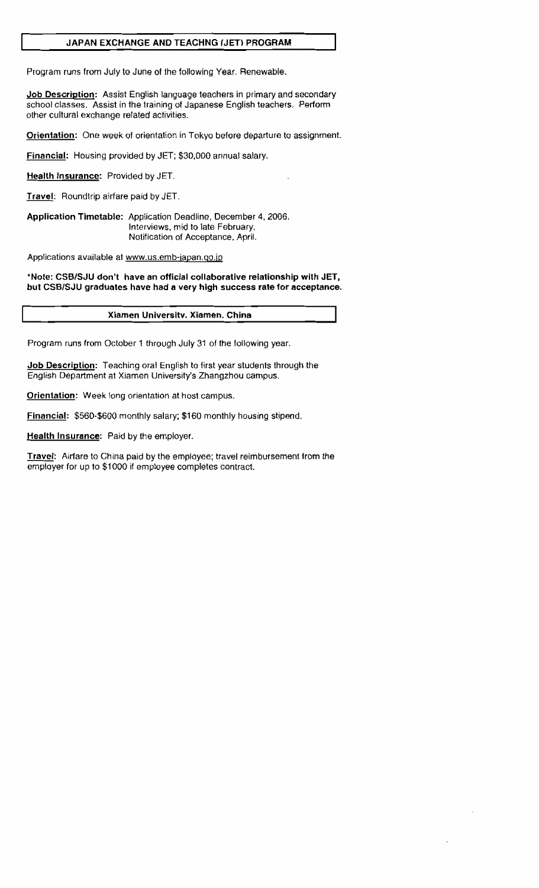## JAPAN EXCHANGE AND TEACHNG (JET) PROGRAM

Program runs from July to June of the following Year. Renewable.

**Job Description:** Assist English language teachers in primary and secondary school classes. Assist in the training of Japanese English teachers. Perform other cultural exchange related activities.

**Orientation:** One week of orientation in Tokyo before departure to assignment.

**Financial:** Housing provided by JET; $30,000 annual salary.

**Health Insurance:** Provided by JET.

**Travel:** Roundtrip airfare paid by JET.

**Application Timetable:** Application Deadline, December 4, 2006.
Interviews, mid to late February.
Notification of Acceptance, April.

Applications available at www.us.emb-japan.go.jp

**\*Note: CSB/SJU don't have an official collaborative relationship with JET, but CSB/SJU graduates have had a very high success rate for acceptance.**

## Xiamen University, Xiamen, China

Program runs from October 1 through July 31 of the following year.

**Job Description:** Teaching oral English to first year students through the English Department at Xiamen University's Zhangzhou campus.

**Orientation:** Week long orientation at host campus.

**Financial:** $560-$600 monthly salary; $160 monthly housing stipend.

**Health Insurance:** Paid by the employer.

**Travel:** Airfare to China paid by the employee; travel reimbursement from the employer for up to $1000 if employee completes contract.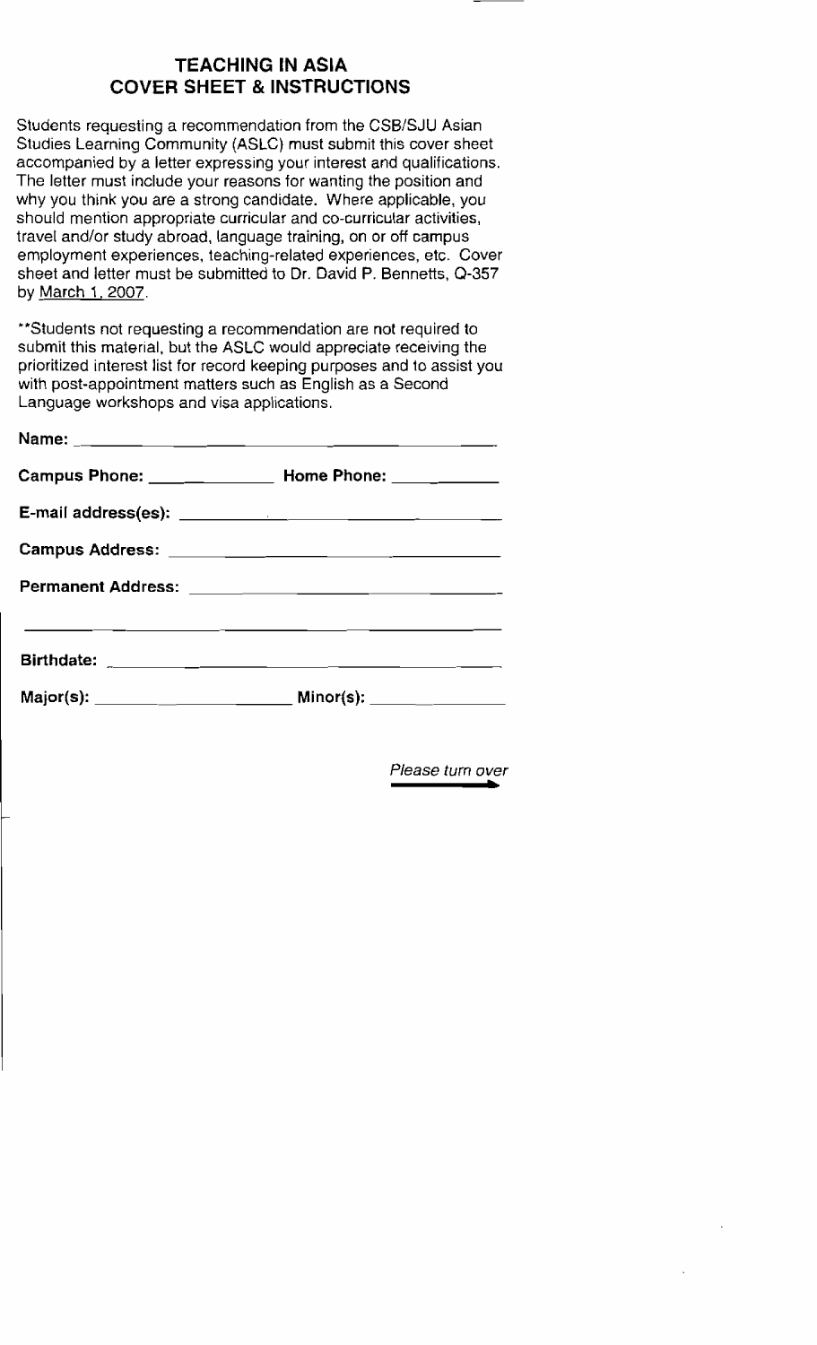## TEACHING IN ASIA
## COVER SHEET & INSTRUCTIONS

Students requesting a recommendation from the CSB/SJU Asian Studies Learning Community (ASLC) must submit this cover sheet accompanied by a letter expressing your interest and qualifications. The letter must include your reasons for wanting the position and why you think you are a strong candidate. Where applicable, you should mention appropriate curricular and co-curricular activities, travel and/or study abroad, language training, on or off campus employment experiences, teaching-related experiences, etc. Cover sheet and letter must be submitted to Dr. David P. Bennetts, Q-357 by March 1, 2007.

**Students not requesting a recommendation are not required to submit this material, but the ASLC would appreciate receiving the prioritized interest list for record keeping purposes and to assist you with post-appointment matters such as English as a Second Language workshops and visa applications.

**Name:** ______________________________________________

**Campus Phone:** ______________ **Home Phone:** ____________

**E-mail address(es):** ____________________________________

**Campus Address:** ______________________________________

**Permanent Address:** ____________________________________

__________________________________________________________

**Birthdate:** ___________________________________________

**Major(s):** ______________________ **Minor(s):** _______________

*Please turn over* →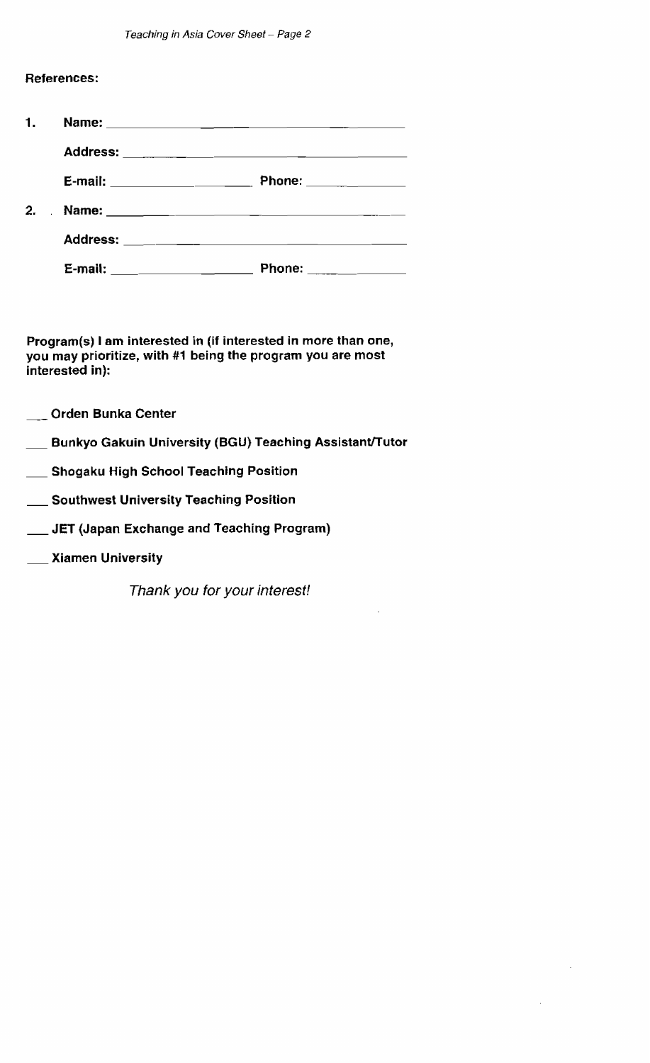**References:**

1. **Name:** ______________________________

   **Address:** ______________________________

   **E-mail:** ____________________ **Phone:** ______________

2. **Name:** ______________________________

   **Address:** ______________________________

   **E-mail:** ____________________ **Phone:** ______________

**Program(s) I am interested in (if interested in more than one, you may prioritize, with #1 being the program you are most interested in):**

___ **Orden Bunka Center**

___ **Bunkyo Gakuin University (BGU) Teaching Assistant/Tutor**

___ **Shogaku High School Teaching Position**

___ **Southwest University Teaching Position**

___ **JET (Japan Exchange and Teaching Program)**

___ **Xiamen University**

*Thank you for your interest!*